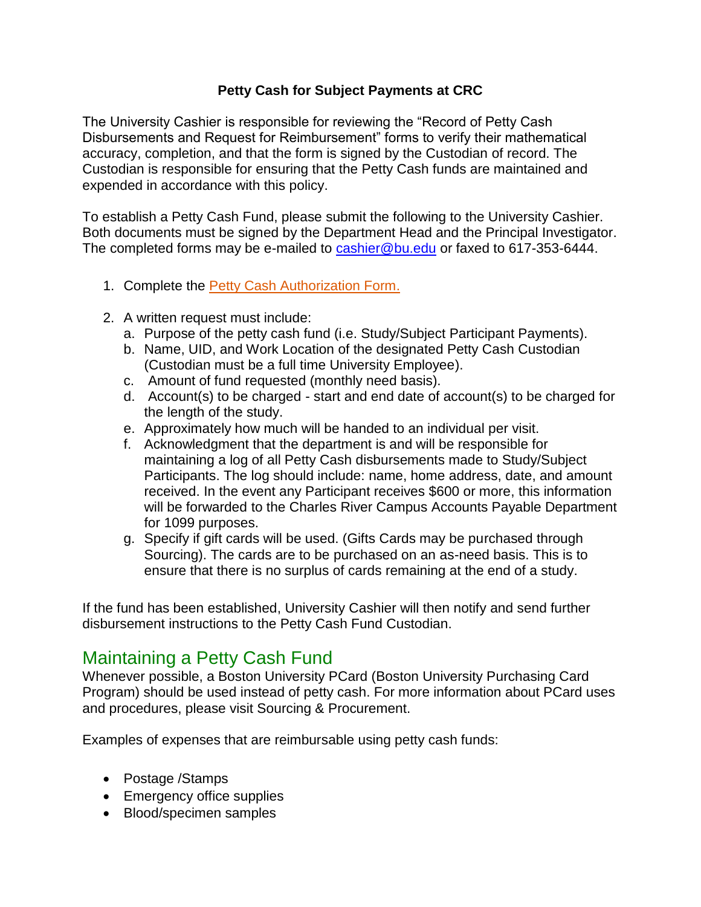**Petty Cash for Subject Payments at CRC**

The University Cashier is responsible for reviewing the "Record of Petty Cash Disbursements and Request for Reimbursement" forms to verify their mathematical accuracy, completion, and that the form is signed by the Custodian of record. The Custodian is responsible for ensuring that the Petty Cash funds are maintained and expended in accordance with this policy.

To establish a Petty Cash Fund, please submit the following to the University Cashier. Both documents must be signed by the Department Head and the Principal Investigator. The completed forms may be e-mailed to cashier@bu.edu or faxed to 617-353-6444.

1. Complete the Petty Cash Authorization Form.

2. A written request must include:
   a. Purpose of the petty cash fund (i.e. Study/Subject Participant Payments).
   b. Name, UID, and Work Location of the designated Petty Cash Custodian (Custodian must be a full time University Employee).
   c. Amount of fund requested (monthly need basis).
   d. Account(s) to be charged - start and end date of account(s) to be charged for the length of the study.
   e. Approximately how much will be handed to an individual per visit.
   f. Acknowledgment that the department is and will be responsible for maintaining a log of all Petty Cash disbursements made to Study/Subject Participants. The log should include: name, home address, date, and amount received. In the event any Participant receives $600 or more, this information will be forwarded to the Charles River Campus Accounts Payable Department for 1099 purposes.
   g. Specify if gift cards will be used. (Gifts Cards may be purchased through Sourcing). The cards are to be purchased on an as-need basis. This is to ensure that there is no surplus of cards remaining at the end of a study.

If the fund has been established, University Cashier will then notify and send further disbursement instructions to the Petty Cash Fund Custodian.

## Maintaining a Petty Cash Fund

Whenever possible, a Boston University PCard (Boston University Purchasing Card Program) should be used instead of petty cash. For more information about PCard uses and procedures, please visit Sourcing & Procurement.

Examples of expenses that are reimbursable using petty cash funds:

- Postage /Stamps
- Emergency office supplies
- Blood/specimen samples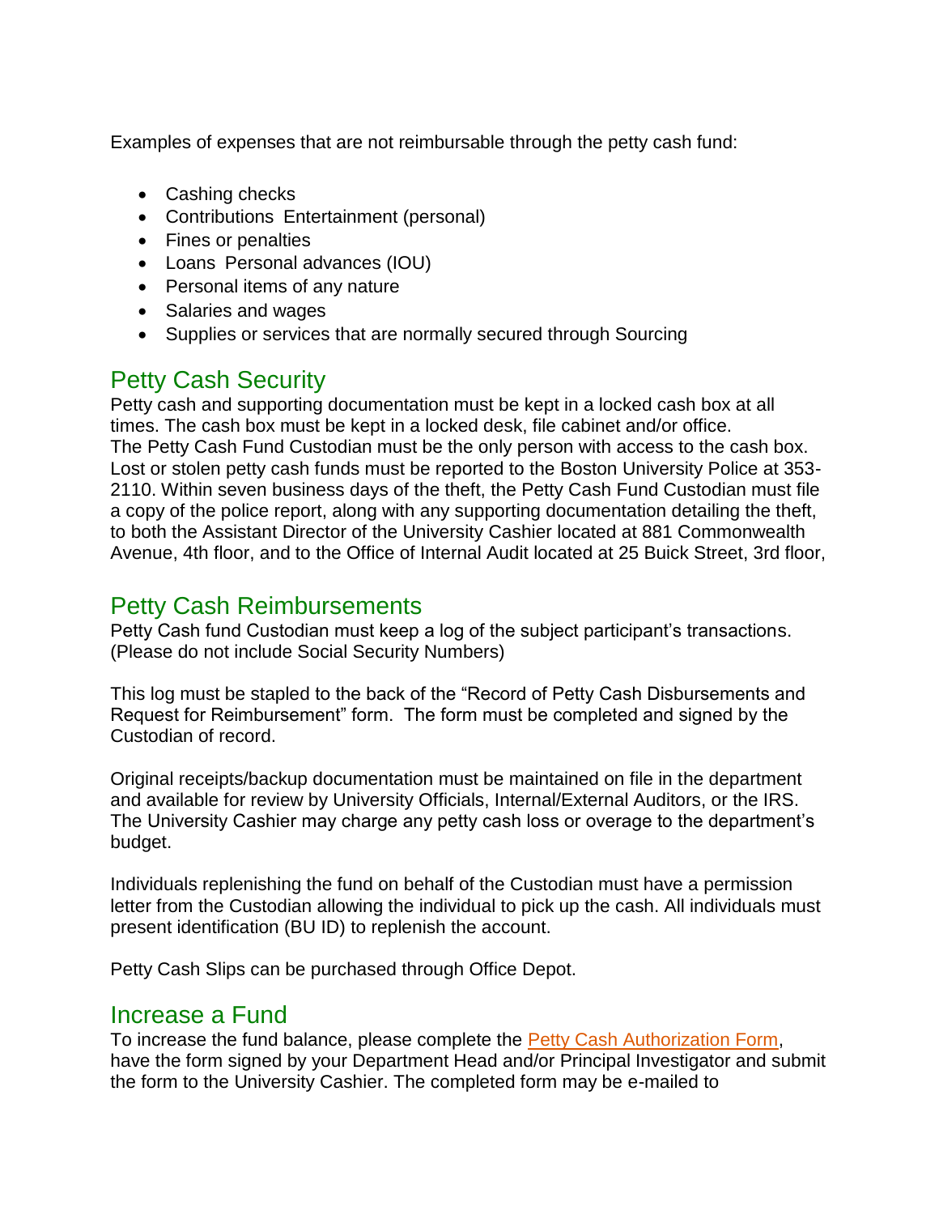Examples of expenses that are not reimbursable through the petty cash fund:

- Cashing checks
- Contributions  Entertainment (personal)
- Fines or penalties
- Loans  Personal advances (IOU)
- Personal items of any nature
- Salaries and wages
- Supplies or services that are normally secured through Sourcing

## Petty Cash Security

Petty cash and supporting documentation must be kept in a locked cash box at all times. The cash box must be kept in a locked desk, file cabinet and/or office. The Petty Cash Fund Custodian must be the only person with access to the cash box. Lost or stolen petty cash funds must be reported to the Boston University Police at 353-2110. Within seven business days of the theft, the Petty Cash Fund Custodian must file a copy of the police report, along with any supporting documentation detailing the theft, to both the Assistant Director of the University Cashier located at 881 Commonwealth Avenue, 4th floor, and to the Office of Internal Audit located at 25 Buick Street, 3rd floor,

## Petty Cash Reimbursements

Petty Cash fund Custodian must keep a log of the subject participant's transactions. (Please do not include Social Security Numbers)

This log must be stapled to the back of the "Record of Petty Cash Disbursements and Request for Reimbursement" form.  The form must be completed and signed by the Custodian of record.

Original receipts/backup documentation must be maintained on file in the department and available for review by University Officials, Internal/External Auditors, or the IRS. The University Cashier may charge any petty cash loss or overage to the department's budget.

Individuals replenishing the fund on behalf of the Custodian must have a permission letter from the Custodian allowing the individual to pick up the cash. All individuals must present identification (BU ID) to replenish the account.

Petty Cash Slips can be purchased through Office Depot.

## Increase a Fund

To increase the fund balance, please complete the Petty Cash Authorization Form, have the form signed by your Department Head and/or Principal Investigator and submit the form to the University Cashier. The completed form may be e-mailed to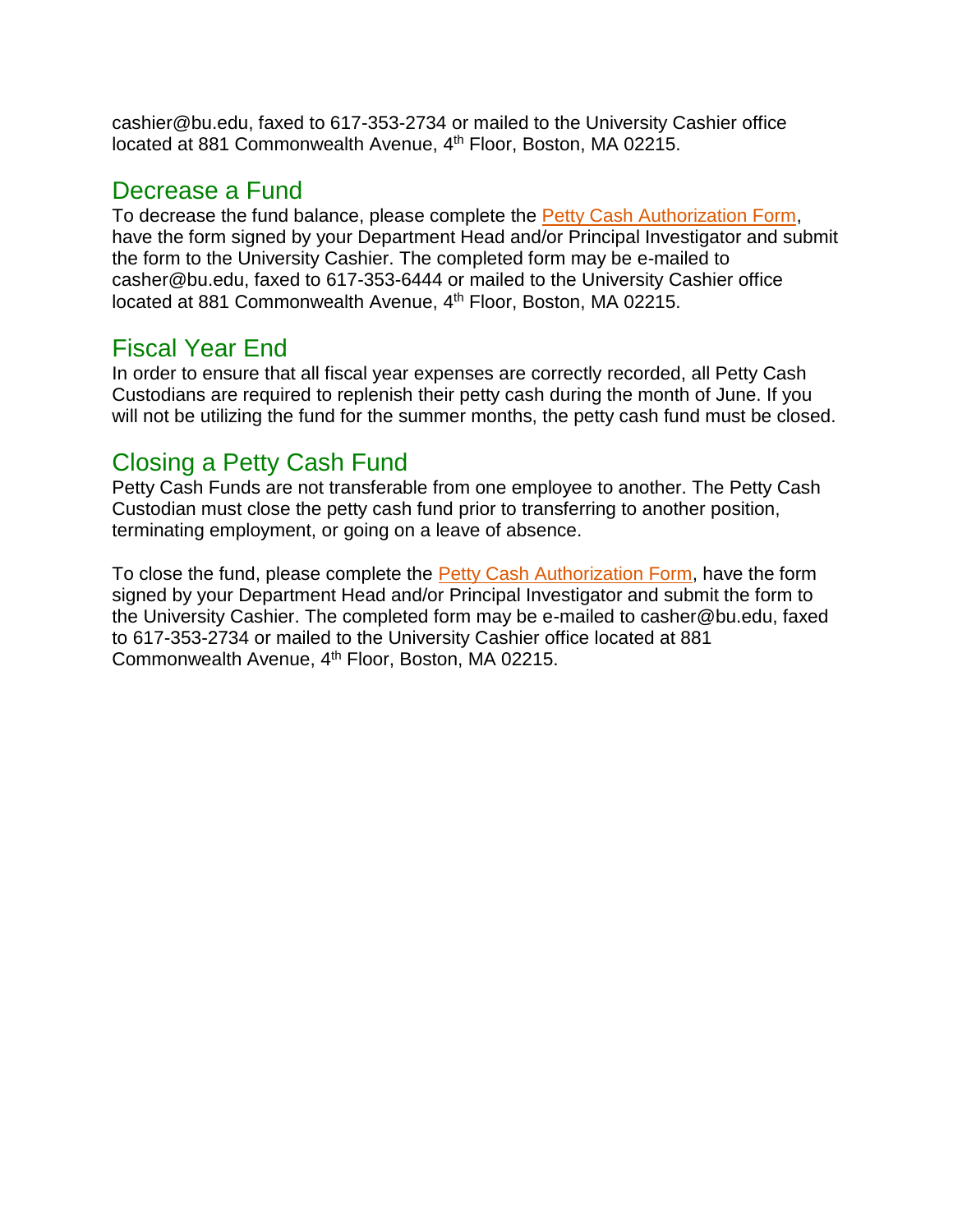cashier@bu.edu, faxed to 617-353-2734 or mailed to the University Cashier office located at 881 Commonwealth Avenue, 4th Floor, Boston, MA 02215.

## Decrease a Fund

To decrease the fund balance, please complete the Petty Cash Authorization Form, have the form signed by your Department Head and/or Principal Investigator and submit the form to the University Cashier. The completed form may be e-mailed to casher@bu.edu, faxed to 617-353-6444 or mailed to the University Cashier office located at 881 Commonwealth Avenue, 4th Floor, Boston, MA 02215.

## Fiscal Year End

In order to ensure that all fiscal year expenses are correctly recorded, all Petty Cash Custodians are required to replenish their petty cash during the month of June. If you will not be utilizing the fund for the summer months, the petty cash fund must be closed.

## Closing a Petty Cash Fund

Petty Cash Funds are not transferable from one employee to another. The Petty Cash Custodian must close the petty cash fund prior to transferring to another position, terminating employment, or going on a leave of absence.

To close the fund, please complete the Petty Cash Authorization Form, have the form signed by your Department Head and/or Principal Investigator and submit the form to the University Cashier. The completed form may be e-mailed to casher@bu.edu, faxed to 617-353-2734 or mailed to the University Cashier office located at 881 Commonwealth Avenue, 4th Floor, Boston, MA 02215.